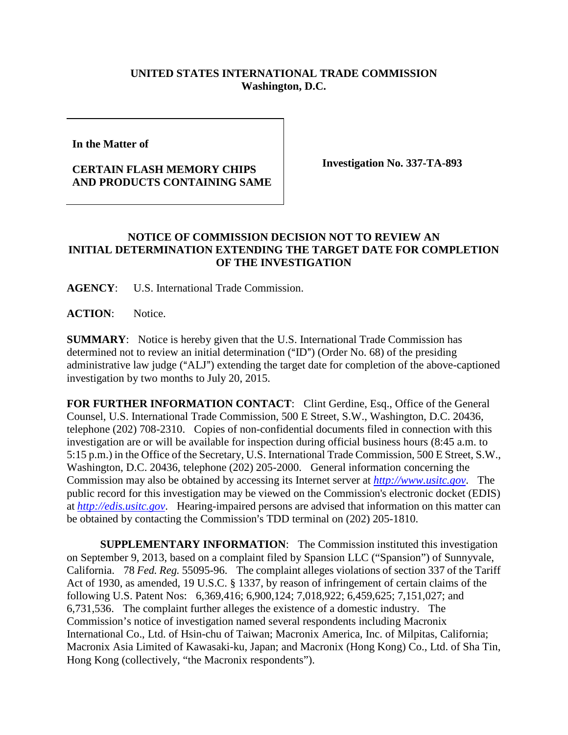**UNITED STATES INTERNATIONAL TRADE COMMISSION**
**Washington, D.C.**

| **In the Matter of**<br><br>**CERTAIN FLASH MEMORY CHIPS AND PRODUCTS CONTAINING SAME** | **Investigation No. 337-TA-893** |
|---|---|

## NOTICE OF COMMISSION DECISION NOT TO REVIEW AN INITIAL DETERMINATION EXTENDING THE TARGET DATE FOR COMPLETION OF THE INVESTIGATION

**AGENCY**: U.S. International Trade Commission.

**ACTION**: Notice.

**SUMMARY**: Notice is hereby given that the U.S. International Trade Commission has determined not to review an initial determination ("ID") (Order No. 68) of the presiding administrative law judge ("ALJ") extending the target date for completion of the above-captioned investigation by two months to July 20, 2015.

**FOR FURTHER INFORMATION CONTACT**: Clint Gerdine, Esq., Office of the General Counsel, U.S. International Trade Commission, 500 E Street, S.W., Washington, D.C. 20436, telephone (202) 708-2310. Copies of non-confidential documents filed in connection with this investigation are or will be available for inspection during official business hours (8:45 a.m. to 5:15 p.m.) in the Office of the Secretary, U.S. International Trade Commission, 500 E Street, S.W., Washington, D.C. 20436, telephone (202) 205-2000. General information concerning the Commission may also be obtained by accessing its Internet server at *http://www.usitc.gov*. The public record for this investigation may be viewed on the Commission's electronic docket (EDIS) at *http://edis.usitc.gov*. Hearing-impaired persons are advised that information on this matter can be obtained by contacting the Commission's TDD terminal on (202) 205-1810.

**SUPPLEMENTARY INFORMATION**: The Commission instituted this investigation on September 9, 2013, based on a complaint filed by Spansion LLC ("Spansion") of Sunnyvale, California. 78 *Fed. Reg.* 55095-96. The complaint alleges violations of section 337 of the Tariff Act of 1930, as amended, 19 U.S.C. § 1337, by reason of infringement of certain claims of the following U.S. Patent Nos: 6,369,416; 6,900,124; 7,018,922; 6,459,625; 7,151,027; and 6,731,536. The complaint further alleges the existence of a domestic industry. The Commission's notice of investigation named several respondents including Macronix International Co., Ltd. of Hsin-chu of Taiwan; Macronix America, Inc. of Milpitas, California; Macronix Asia Limited of Kawasaki-ku, Japan; and Macronix (Hong Kong) Co., Ltd. of Sha Tin, Hong Kong (collectively, "the Macronix respondents").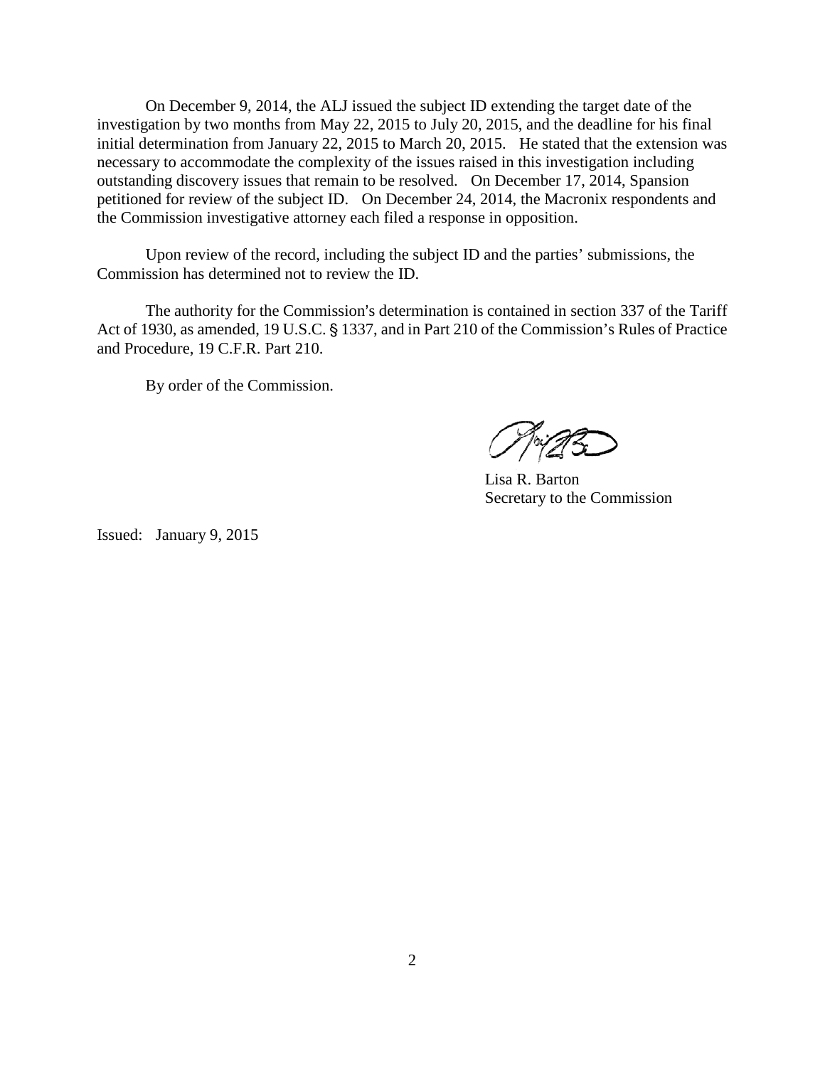On December 9, 2014, the ALJ issued the subject ID extending the target date of the investigation by two months from May 22, 2015 to July 20, 2015, and the deadline for his final initial determination from January 22, 2015 to March 20, 2015. He stated that the extension was necessary to accommodate the complexity of the issues raised in this investigation including outstanding discovery issues that remain to be resolved. On December 17, 2014, Spansion petitioned for review of the subject ID. On December 24, 2014, the Macronix respondents and the Commission investigative attorney each filed a response in opposition.

Upon review of the record, including the subject ID and the parties' submissions, the Commission has determined not to review the ID.

The authority for the Commission's determination is contained in section 337 of the Tariff Act of 1930, as amended, 19 U.S.C. § 1337, and in Part 210 of the Commission's Rules of Practice and Procedure, 19 C.F.R. Part 210.

By order of the Commission.

Lisa R. Barton
Secretary to the Commission

Issued: January 9, 2015